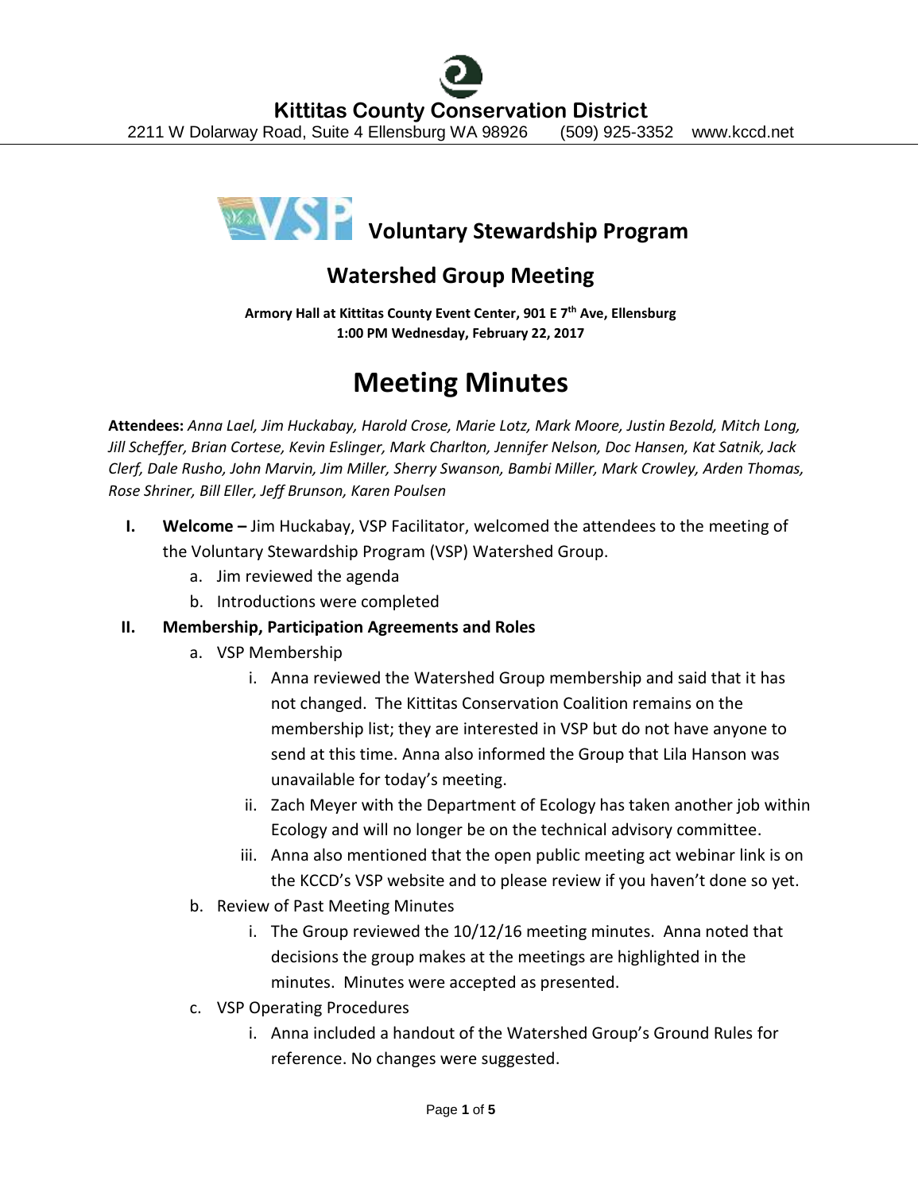# Kittitas County Conservation District

2211 W Dolarway Road, Suite 4 Ellensburg WA 98926 (509) 925-3352 www.kccd.net

## Voluntary Stewardship Program

### Watershed Group Meeting

**Armory Hall at Kittitas County Event Center, 901 E 7th Ave, Ellensburg**
**1:00 PM Wednesday, February 22, 2017**

# Meeting Minutes

**Attendees:** *Anna Lael, Jim Huckabay, Harold Crose, Marie Lotz, Mark Moore, Justin Bezold, Mitch Long, Jill Scheffer, Brian Cortese, Kevin Eslinger, Mark Charlton, Jennifer Nelson, Doc Hansen, Kat Satnik, Jack Clerf, Dale Rusho, John Marvin, Jim Miller, Sherry Swanson, Bambi Miller, Mark Crowley, Arden Thomas, Rose Shriner, Bill Eller, Jeff Brunson, Karen Poulsen*

I. **Welcome –** Jim Huckabay, VSP Facilitator, welcomed the attendees to the meeting of the Voluntary Stewardship Program (VSP) Watershed Group.
   a. Jim reviewed the agenda
   b. Introductions were completed

II. **Membership, Participation Agreements and Roles**
   a. VSP Membership
      i. Anna reviewed the Watershed Group membership and said that it has not changed. The Kittitas Conservation Coalition remains on the membership list; they are interested in VSP but do not have anyone to send at this time. Anna also informed the Group that Lila Hanson was unavailable for today's meeting.
      ii. Zach Meyer with the Department of Ecology has taken another job within Ecology and will no longer be on the technical advisory committee.
      iii. Anna also mentioned that the open public meeting act webinar link is on the KCCD's VSP website and to please review if you haven't done so yet.
   b. Review of Past Meeting Minutes
      i. The Group reviewed the 10/12/16 meeting minutes. Anna noted that decisions the group makes at the meetings are highlighted in the minutes. Minutes were accepted as presented.
   c. VSP Operating Procedures
      i. Anna included a handout of the Watershed Group's Ground Rules for reference. No changes were suggested.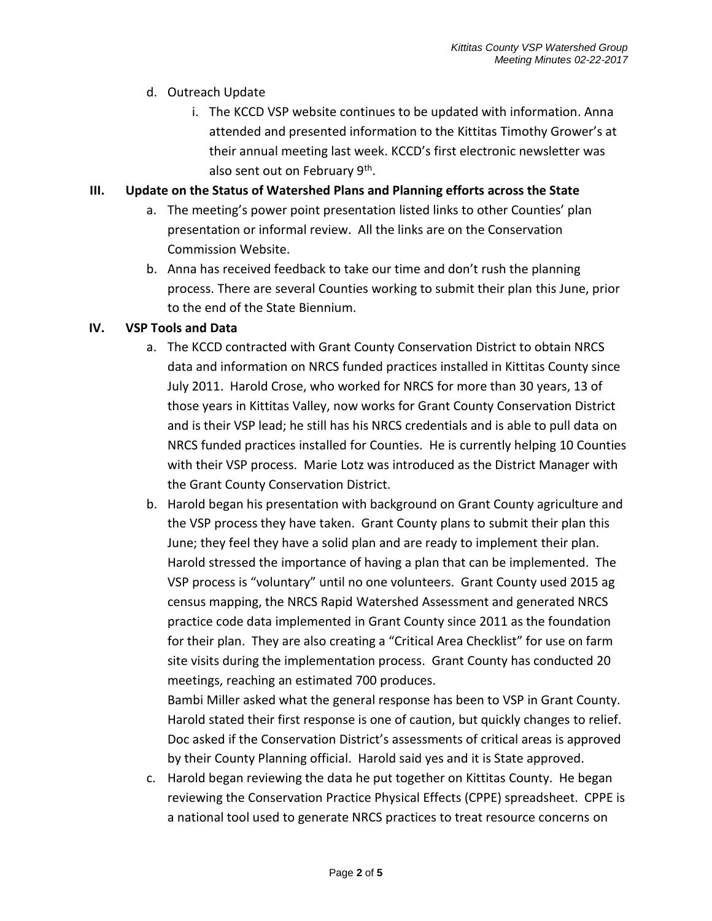d. Outreach Update

   i. The KCCD VSP website continues to be updated with information. Anna attended and presented information to the Kittitas Timothy Grower's at their annual meeting last week. KCCD's first electronic newsletter was also sent out on February 9th.

**III. Update on the Status of Watershed Plans and Planning efforts across the State**

a. The meeting's power point presentation listed links to other Counties' plan presentation or informal review. All the links are on the Conservation Commission Website.

b. Anna has received feedback to take our time and don't rush the planning process. There are several Counties working to submit their plan this June, prior to the end of the State Biennium.

**IV. VSP Tools and Data**

a. The KCCD contracted with Grant County Conservation District to obtain NRCS data and information on NRCS funded practices installed in Kittitas County since July 2011. Harold Crose, who worked for NRCS for more than 30 years, 13 of those years in Kittitas Valley, now works for Grant County Conservation District and is their VSP lead; he still has his NRCS credentials and is able to pull data on NRCS funded practices installed for Counties. He is currently helping 10 Counties with their VSP process. Marie Lotz was introduced as the District Manager with the Grant County Conservation District.

b. Harold began his presentation with background on Grant County agriculture and the VSP process they have taken. Grant County plans to submit their plan this June; they feel they have a solid plan and are ready to implement their plan. Harold stressed the importance of having a plan that can be implemented. The VSP process is "voluntary" until no one volunteers. Grant County used 2015 ag census mapping, the NRCS Rapid Watershed Assessment and generated NRCS practice code data implemented in Grant County since 2011 as the foundation for their plan. They are also creating a "Critical Area Checklist" for use on farm site visits during the implementation process. Grant County has conducted 20 meetings, reaching an estimated 700 produces.

   Bambi Miller asked what the general response has been to VSP in Grant County. Harold stated their first response is one of caution, but quickly changes to relief. Doc asked if the Conservation District's assessments of critical areas is approved by their County Planning official. Harold said yes and it is State approved.

c. Harold began reviewing the data he put together on Kittitas County. He began reviewing the Conservation Practice Physical Effects (CPPE) spreadsheet. CPPE is a national tool used to generate NRCS practices to treat resource concerns on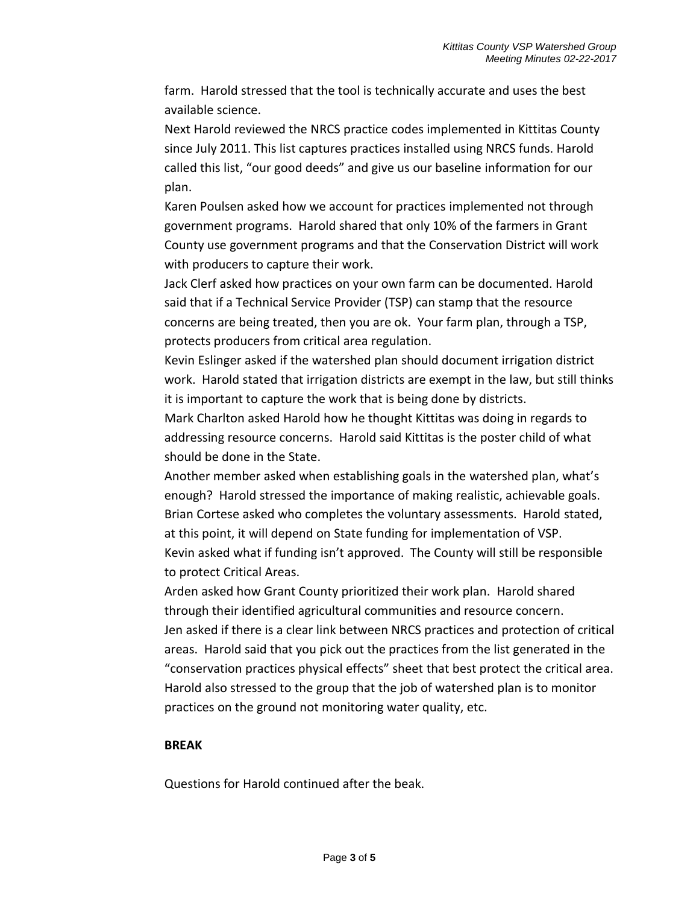farm. Harold stressed that the tool is technically accurate and uses the best available science.

Next Harold reviewed the NRCS practice codes implemented in Kittitas County since July 2011. This list captures practices installed using NRCS funds. Harold called this list, "our good deeds" and give us our baseline information for our plan.

Karen Poulsen asked how we account for practices implemented not through government programs. Harold shared that only 10% of the farmers in Grant County use government programs and that the Conservation District will work with producers to capture their work.

Jack Clerf asked how practices on your own farm can be documented. Harold said that if a Technical Service Provider (TSP) can stamp that the resource concerns are being treated, then you are ok. Your farm plan, through a TSP, protects producers from critical area regulation.

Kevin Eslinger asked if the watershed plan should document irrigation district work. Harold stated that irrigation districts are exempt in the law, but still thinks it is important to capture the work that is being done by districts.

Mark Charlton asked Harold how he thought Kittitas was doing in regards to addressing resource concerns. Harold said Kittitas is the poster child of what should be done in the State.

Another member asked when establishing goals in the watershed plan, what's enough? Harold stressed the importance of making realistic, achievable goals.

Brian Cortese asked who completes the voluntary assessments. Harold stated, at this point, it will depend on State funding for implementation of VSP.

Kevin asked what if funding isn't approved. The County will still be responsible to protect Critical Areas.

Arden asked how Grant County prioritized their work plan. Harold shared through their identified agricultural communities and resource concern.

Jen asked if there is a clear link between NRCS practices and protection of critical areas. Harold said that you pick out the practices from the list generated in the "conservation practices physical effects" sheet that best protect the critical area. Harold also stressed to the group that the job of watershed plan is to monitor practices on the ground not monitoring water quality, etc.

**BREAK**

Questions for Harold continued after the beak.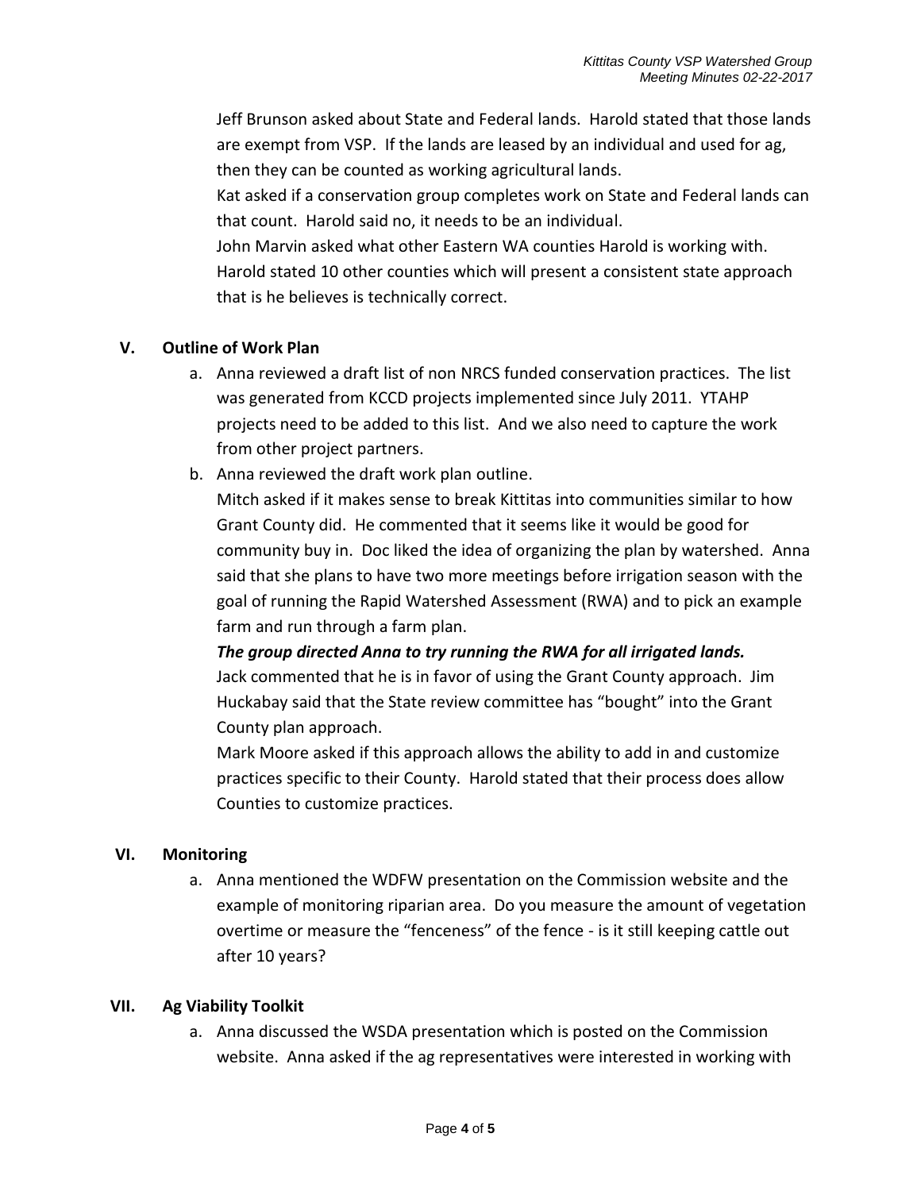Jeff Brunson asked about State and Federal lands. Harold stated that those lands are exempt from VSP. If the lands are leased by an individual and used for ag, then they can be counted as working agricultural lands.
Kat asked if a conservation group completes work on State and Federal lands can that count. Harold said no, it needs to be an individual.
John Marvin asked what other Eastern WA counties Harold is working with. Harold stated 10 other counties which will present a consistent state approach that is he believes is technically correct.

## V. Outline of Work Plan

a. Anna reviewed a draft list of non NRCS funded conservation practices. The list was generated from KCCD projects implemented since July 2011. YTAHP projects need to be added to this list. And we also need to capture the work from other project partners.

b. Anna reviewed the draft work plan outline.
Mitch asked if it makes sense to break Kittitas into communities similar to how Grant County did. He commented that it seems like it would be good for community buy in. Doc liked the idea of organizing the plan by watershed. Anna said that she plans to have two more meetings before irrigation season with the goal of running the Rapid Watershed Assessment (RWA) and to pick an example farm and run through a farm plan.
***The group directed Anna to try running the RWA for all irrigated lands.***
Jack commented that he is in favor of using the Grant County approach. Jim Huckabay said that the State review committee has "bought" into the Grant County plan approach.
Mark Moore asked if this approach allows the ability to add in and customize practices specific to their County. Harold stated that their process does allow Counties to customize practices.

## VI. Monitoring

a. Anna mentioned the WDFW presentation on the Commission website and the example of monitoring riparian area. Do you measure the amount of vegetation overtime or measure the "fenceness" of the fence - is it still keeping cattle out after 10 years?

## VII. Ag Viability Toolkit

a. Anna discussed the WSDA presentation which is posted on the Commission website. Anna asked if the ag representatives were interested in working with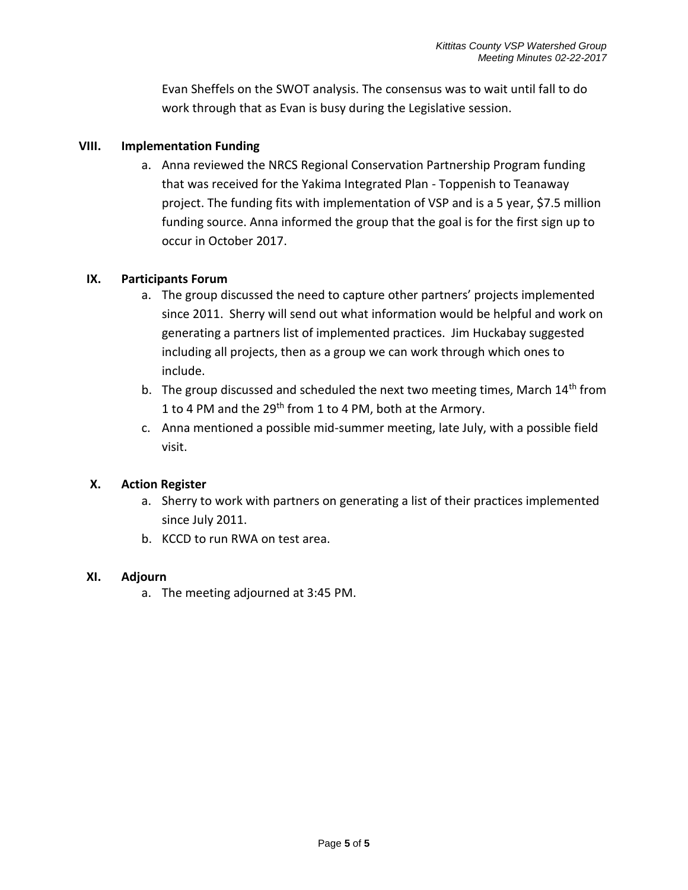Evan Sheffels on the SWOT analysis. The consensus was to wait until fall to do work through that as Evan is busy during the Legislative session.

## VIII. Implementation Funding

a. Anna reviewed the NRCS Regional Conservation Partnership Program funding that was received for the Yakima Integrated Plan - Toppenish to Teanaway project. The funding fits with implementation of VSP and is a 5 year, $7.5 million funding source. Anna informed the group that the goal is for the first sign up to occur in October 2017.

## IX. Participants Forum

a. The group discussed the need to capture other partners' projects implemented since 2011. Sherry will send out what information would be helpful and work on generating a partners list of implemented practices. Jim Huckabay suggested including all projects, then as a group we can work through which ones to include.
b. The group discussed and scheduled the next two meeting times, March 14th from 1 to 4 PM and the 29th from 1 to 4 PM, both at the Armory.
c. Anna mentioned a possible mid-summer meeting, late July, with a possible field visit.

## X. Action Register

a. Sherry to work with partners on generating a list of their practices implemented since July 2011.
b. KCCD to run RWA on test area.

## XI. Adjourn

a. The meeting adjourned at 3:45 PM.